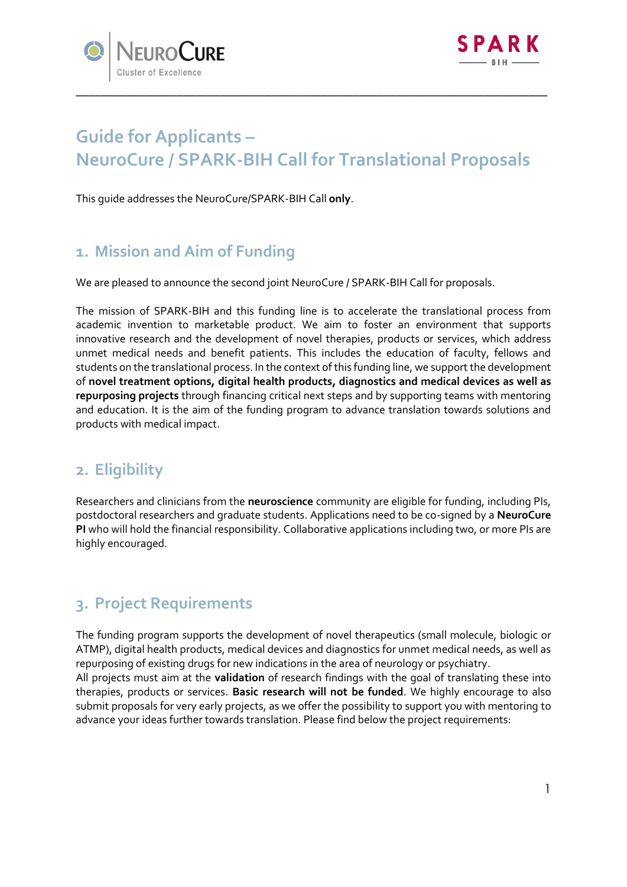# Guide for Applicants – NeuroCure / SPARK-BIH Call for Translational Proposals

This guide addresses the NeuroCure/SPARK-BIH Call **only**.

## 1. Mission and Aim of Funding

We are pleased to announce the second joint NeuroCure / SPARK-BIH Call for proposals.

The mission of SPARK-BIH and this funding line is to accelerate the translational process from academic invention to marketable product. We aim to foster an environment that supports innovative research and the development of novel therapies, products or services, which address unmet medical needs and benefit patients. This includes the education of faculty, fellows and students on the translational process. In the context of this funding line, we support the development of **novel treatment options, digital health products, diagnostics and medical devices as well as repurposing projects** through financing critical next steps and by supporting teams with mentoring and education. It is the aim of the funding program to advance translation towards solutions and products with medical impact.

## 2. Eligibility

Researchers and clinicians from the **neuroscience** community are eligible for funding, including PIs, postdoctoral researchers and graduate students. Applications need to be co-signed by a **NeuroCure PI** who will hold the financial responsibility. Collaborative applications including two, or more PIs are highly encouraged.

## 3. Project Requirements

The funding program supports the development of novel therapeutics (small molecule, biologic or ATMP), digital health products, medical devices and diagnostics for unmet medical needs, as well as repurposing of existing drugs for new indications in the area of neurology or psychiatry.
All projects must aim at the **validation** of research findings with the goal of translating these into therapies, products or services. **Basic research will not be funded**. We highly encourage to also submit proposals for very early projects, as we offer the possibility to support you with mentoring to advance your ideas further towards translation. Please find below the project requirements: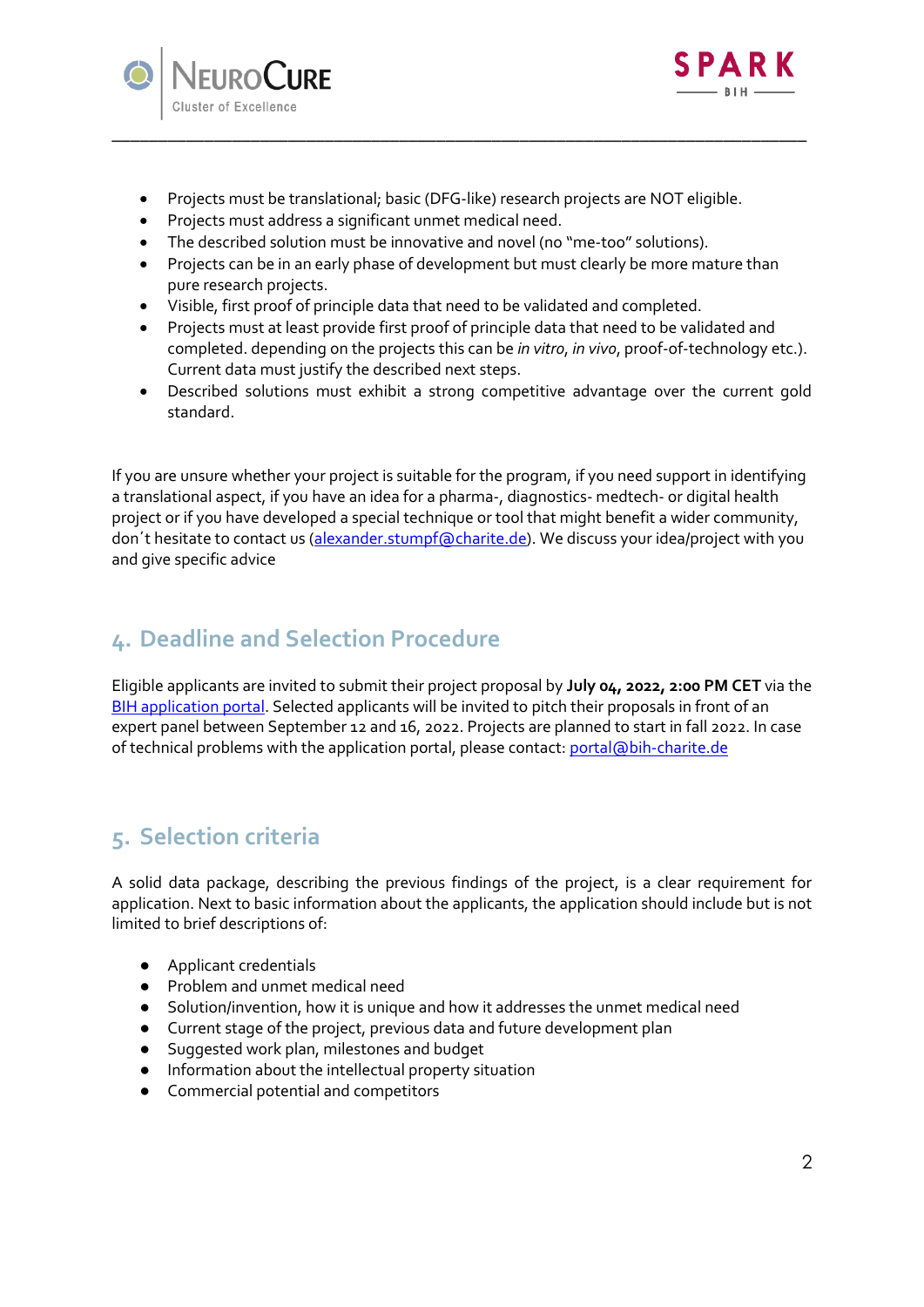- Projects must be translational; basic (DFG-like) research projects are NOT eligible.
- Projects must address a significant unmet medical need.
- The described solution must be innovative and novel (no "me-too" solutions).
- Projects can be in an early phase of development but must clearly be more mature than pure research projects.
- Visible, first proof of principle data that need to be validated and completed.
- Projects must at least provide first proof of principle data that need to be validated and completed. depending on the projects this can be *in vitro*, *in vivo*, proof-of-technology etc.). Current data must justify the described next steps.
- Described solutions must exhibit a strong competitive advantage over the current gold standard.

If you are unsure whether your project is suitable for the program, if you need support in identifying a translational aspect, if you have an idea for a pharma-, diagnostics- medtech- or digital health project or if you have developed a special technique or tool that might benefit a wider community, don´t hesitate to contact us (alexander.stumpf@charite.de). We discuss your idea/project with you and give specific advice

## 4. Deadline and Selection Procedure

Eligible applicants are invited to submit their project proposal by **July 04, 2022, 2:00 PM CET** via the BIH application portal. Selected applicants will be invited to pitch their proposals in front of an expert panel between September 12 and 16, 2022. Projects are planned to start in fall 2022. In case of technical problems with the application portal, please contact: portal@bih-charite.de

## 5. Selection criteria

A solid data package, describing the previous findings of the project, is a clear requirement for application. Next to basic information about the applicants, the application should include but is not limited to brief descriptions of:

- Applicant credentials
- Problem and unmet medical need
- Solution/invention, how it is unique and how it addresses the unmet medical need
- Current stage of the project, previous data and future development plan
- Suggested work plan, milestones and budget
- Information about the intellectual property situation
- Commercial potential and competitors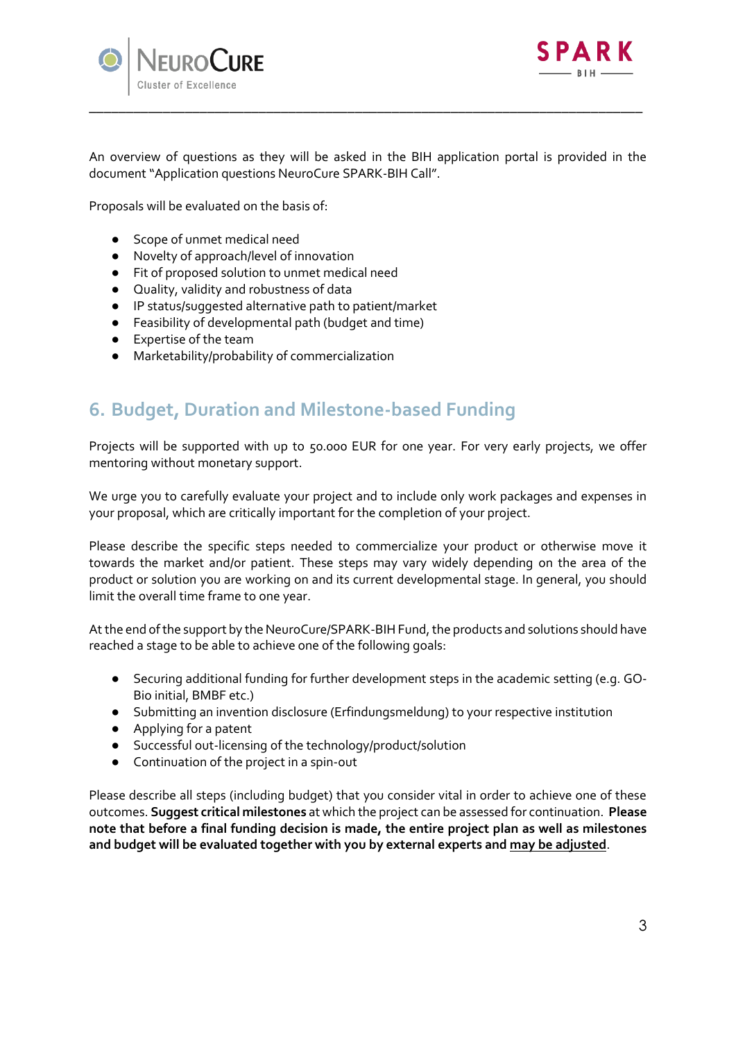An overview of questions as they will be asked in the BIH application portal is provided in the document "Application questions NeuroCure SPARK-BIH Call".

Proposals will be evaluated on the basis of:

- Scope of unmet medical need
- Novelty of approach/level of innovation
- Fit of proposed solution to unmet medical need
- Quality, validity and robustness of data
- IP status/suggested alternative path to patient/market
- Feasibility of developmental path (budget and time)
- Expertise of the team
- Marketability/probability of commercialization

## 6. Budget, Duration and Milestone-based Funding

Projects will be supported with up to 50.000 EUR for one year. For very early projects, we offer mentoring without monetary support.

We urge you to carefully evaluate your project and to include only work packages and expenses in your proposal, which are critically important for the completion of your project.

Please describe the specific steps needed to commercialize your product or otherwise move it towards the market and/or patient. These steps may vary widely depending on the area of the product or solution you are working on and its current developmental stage. In general, you should limit the overall time frame to one year.

At the end of the support by the NeuroCure/SPARK-BIH Fund, the products and solutions should have reached a stage to be able to achieve one of the following goals:

- Securing additional funding for further development steps in the academic setting (e.g. GO-Bio initial, BMBF etc.)
- Submitting an invention disclosure (Erfindungsmeldung) to your respective institution
- Applying for a patent
- Successful out-licensing of the technology/product/solution
- Continuation of the project in a spin-out

Please describe all steps (including budget) that you consider vital in order to achieve one of these outcomes. **Suggest critical milestones** at which the project can be assessed for continuation. **Please note that before a final funding decision is made, the entire project plan as well as milestones and budget will be evaluated together with you by external experts and may be adjusted**.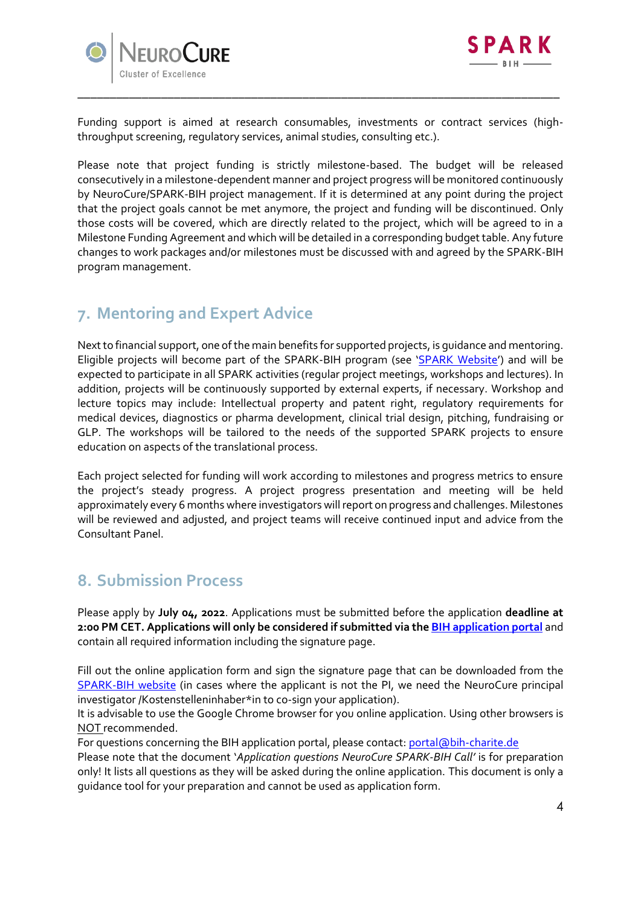Funding support is aimed at research consumables, investments or contract services (high-throughput screening, regulatory services, animal studies, consulting etc.).

Please note that project funding is strictly milestone-based. The budget will be released consecutively in a milestone-dependent manner and project progress will be monitored continuously by NeuroCure/SPARK-BIH project management. If it is determined at any point during the project that the project goals cannot be met anymore, the project and funding will be discontinued. Only those costs will be covered, which are directly related to the project, which will be agreed to in a Milestone Funding Agreement and which will be detailed in a corresponding budget table. Any future changes to work packages and/or milestones must be discussed with and agreed by the SPARK-BIH program management.

## 7. Mentoring and Expert Advice

Next to financial support, one of the main benefits for supported projects, is guidance and mentoring. Eligible projects will become part of the SPARK-BIH program (see '[SPARK Website]') and will be expected to participate in all SPARK activities (regular project meetings, workshops and lectures). In addition, projects will be continuously supported by external experts, if necessary. Workshop and lecture topics may include: Intellectual property and patent right, regulatory requirements for medical devices, diagnostics or pharma development, clinical trial design, pitching, fundraising or GLP. The workshops will be tailored to the needs of the supported SPARK projects to ensure education on aspects of the translational process.

Each project selected for funding will work according to milestones and progress metrics to ensure the project's steady progress. A project progress presentation and meeting will be held approximately every 6 months where investigators will report on progress and challenges. Milestones will be reviewed and adjusted, and project teams will receive continued input and advice from the Consultant Panel.

## 8. Submission Process

Please apply by **July 04, 2022**. Applications must be submitted before the application **deadline at 2:00 PM CET. Applications will only be considered if submitted via the BIH application portal** and contain all required information including the signature page.

Fill out the online application form and sign the signature page that can be downloaded from the SPARK-BIH website (in cases where the applicant is not the PI, we need the NeuroCure principal investigator /Kostenstelleninhaber*in to co-sign your application).
It is advisable to use the Google Chrome browser for you online application. Using other browsers is NOT recommended.
For questions concerning the BIH application portal, please contact: portal@bih-charite.de
Please note that the document '*Application questions NeuroCure SPARK-BIH Call'* is for preparation only! It lists all questions as they will be asked during the online application. This document is only a guidance tool for your preparation and cannot be used as application form.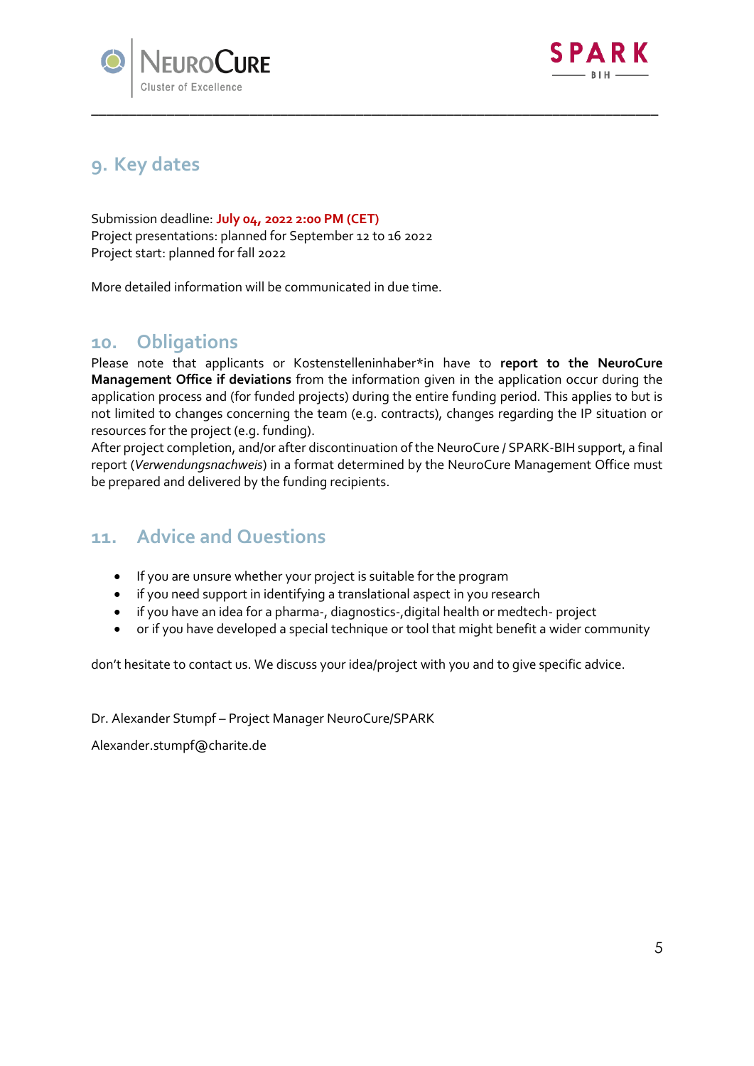## 9. Key dates

Submission deadline: **July 04, 2022 2:00 PM (CET)**
Project presentations: planned for September 12 to 16 2022
Project start: planned for fall 2022

More detailed information will be communicated in due time.

## 10. Obligations

Please note that applicants or Kostenstelleninhaber*in have to **report to the NeuroCure Management Office if deviations** from the information given in the application occur during the application process and (for funded projects) during the entire funding period. This applies to but is not limited to changes concerning the team (e.g. contracts), changes regarding the IP situation or resources for the project (e.g. funding).
After project completion, and/or after discontinuation of the NeuroCure / SPARK-BIH support, a final report (*Verwendungsnachweis*) in a format determined by the NeuroCure Management Office must be prepared and delivered by the funding recipients.

## 11. Advice and Questions

- If you are unsure whether your project is suitable for the program
- if you need support in identifying a translational aspect in you research
- if you have an idea for a pharma-, diagnostics-,digital health or medtech- project
- or if you have developed a special technique or tool that might benefit a wider community

don't hesitate to contact us. We discuss your idea/project with you and to give specific advice.

Dr. Alexander Stumpf – Project Manager NeuroCure/SPARK

Alexander.stumpf@charite.de